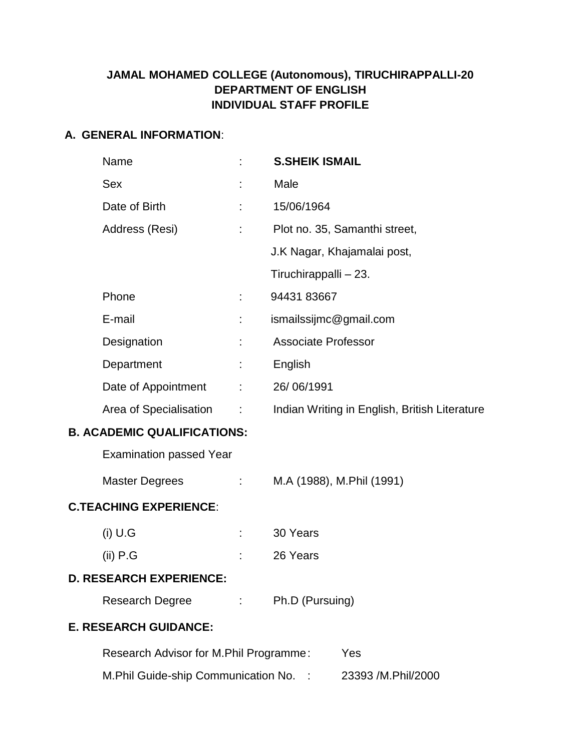**JAMAL MOHAMED COLLEGE (Autonomous), TIRUCHIRAPPALLI-20**
**DEPARTMENT OF ENGLISH**
**INDIVIDUAL STAFF PROFILE**

## A. GENERAL INFORMATION:

| | | |
|---|---|---|
| Name | : | **S.SHEIK ISMAIL** |
| Sex | : | Male |
| Date of Birth | : | 15/06/1964 |
| Address (Resi) | : | Plot no. 35, Samanthi street, J.K Nagar, Khajamalai post, Tiruchirappalli – 23. |
| Phone | : | 94431 83667 |
| E-mail | : | ismailssijmc@gmail.com |
| Designation | : | Associate Professor |
| Department | : | English |
| Date of Appointment | : | 26/ 06/1991 |
| Area of Specialisation | : | Indian Writing in English, British Literature |

## B. ACADEMIC QUALIFICATIONS:

Examination passed Year

| | | |
|---|---|---|
| Master Degrees | : | M.A (1988), M.Phil (1991) |

## C.TEACHING EXPERIENCE:

| | | |
|---|---|---|
| (i) U.G | : | 30 Years |
| (ii) P.G | : | 26 Years |

## D. RESEARCH EXPERIENCE:

| | | |
|---|---|---|
| Research Degree | : | Ph.D (Pursuing) |

## E. RESEARCH GUIDANCE:

| | | |
|---|---|---|
| Research Advisor for M.Phil Programme | : | Yes |
| M.Phil Guide-ship Communication No. | : | 23393 /M.Phil/2000 |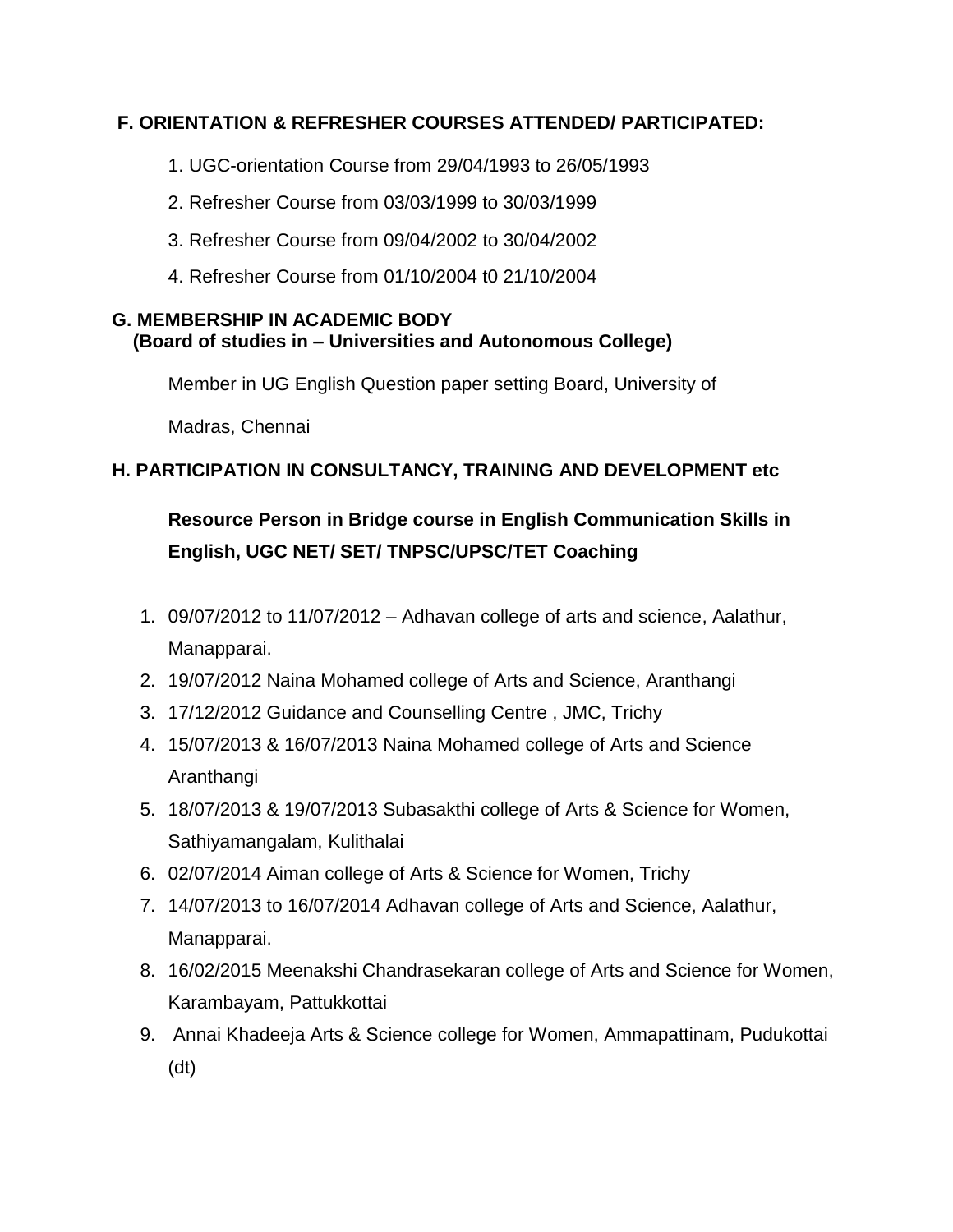## F. ORIENTATION & REFRESHER COURSES ATTENDED/ PARTICIPATED:

1. UGC-orientation Course from 29/04/1993 to 26/05/1993
2. Refresher Course from 03/03/1999 to 30/03/1999
3. Refresher Course from 09/04/2002 to 30/04/2002
4. Refresher Course from 01/10/2004 t0 21/10/2004

## G. MEMBERSHIP IN ACADEMIC BODY
**(Board of studies in – Universities and Autonomous College)**

Member in UG English Question paper setting Board, University of Madras, Chennai

## H. PARTICIPATION IN CONSULTANCY, TRAINING AND DEVELOPMENT etc

**Resource Person in Bridge course in English Communication Skills in English, UGC NET/ SET/ TNPSC/UPSC/TET Coaching**

1. 09/07/2012 to 11/07/2012 – Adhavan college of arts and science, Aalathur, Manapparai.
2. 19/07/2012 Naina Mohamed college of Arts and Science, Aranthangi
3. 17/12/2012 Guidance and Counselling Centre , JMC, Trichy
4. 15/07/2013 & 16/07/2013 Naina Mohamed college of Arts and Science Aranthangi
5. 18/07/2013 & 19/07/2013 Subasakthi college of Arts & Science for Women, Sathiyamangalam, Kulithalai
6. 02/07/2014 Aiman college of Arts & Science for Women, Trichy
7. 14/07/2013 to 16/07/2014 Adhavan college of Arts and Science, Aalathur, Manapparai.
8. 16/02/2015 Meenakshi Chandrasekaran college of Arts and Science for Women, Karambayam, Pattukkottai
9. Annai Khadeeja Arts & Science college for Women, Ammapattinam, Pudukottai (dt)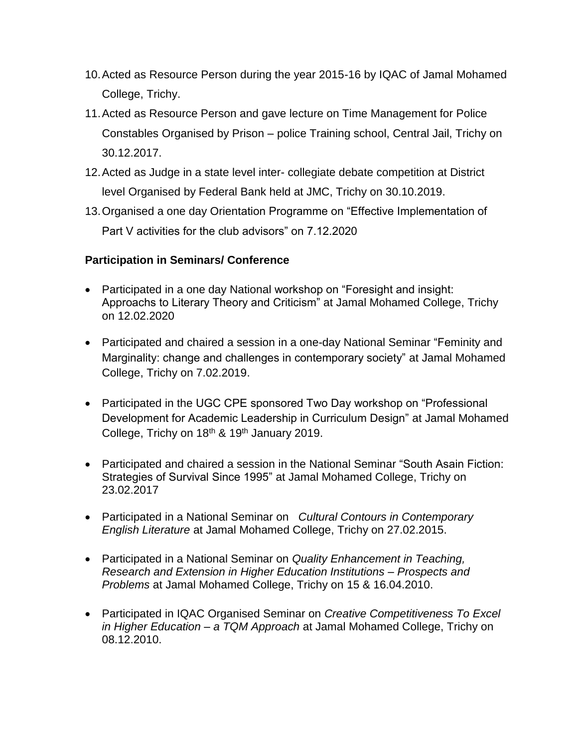10. Acted as Resource Person during the year 2015-16 by IQAC of Jamal Mohamed College, Trichy.
11. Acted as Resource Person and gave lecture on Time Management for Police Constables Organised by Prison – police Training school, Central Jail, Trichy on 30.12.2017.
12. Acted as Judge in a state level inter- collegiate debate competition at District level Organised by Federal Bank held at JMC, Trichy on 30.10.2019.
13. Organised a one day Orientation Programme on "Effective Implementation of Part V activities for the club advisors" on 7.12.2020

**Participation in Seminars/ Conference**

- Participated in a one day National workshop on "Foresight and insight: Approachs to Literary Theory and Criticism" at Jamal Mohamed College, Trichy on 12.02.2020
- Participated and chaired a session in a one-day National Seminar "Feminity and Marginality: change and challenges in contemporary society" at Jamal Mohamed College, Trichy on 7.02.2019.
- Participated in the UGC CPE sponsored Two Day workshop on "Professional Development for Academic Leadership in Curriculum Design" at Jamal Mohamed College, Trichy on 18th & 19th January 2019.
- Participated and chaired a session in the National Seminar "South Asain Fiction: Strategies of Survival Since 1995" at Jamal Mohamed College, Trichy on 23.02.2017
- Participated in a National Seminar on *Cultural Contours in Contemporary English Literature* at Jamal Mohamed College, Trichy on 27.02.2015.
- Participated in a National Seminar on *Quality Enhancement in Teaching, Research and Extension in Higher Education Institutions – Prospects and Problems* at Jamal Mohamed College, Trichy on 15 & 16.04.2010.
- Participated in IQAC Organised Seminar on *Creative Competitiveness To Excel in Higher Education – a TQM Approach* at Jamal Mohamed College, Trichy on 08.12.2010.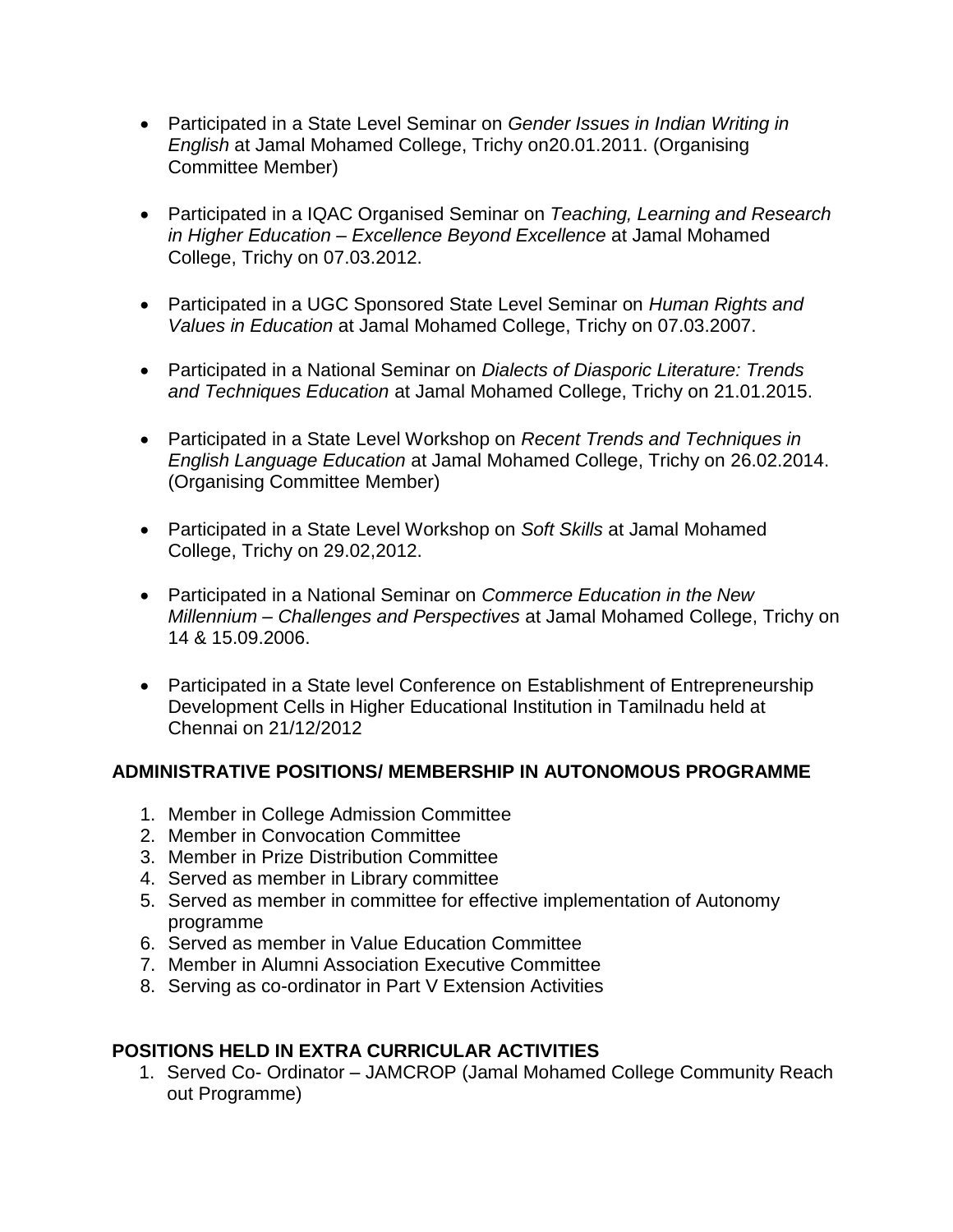- Participated in a State Level Seminar on *Gender Issues in Indian Writing in English* at Jamal Mohamed College, Trichy on20.01.2011. (Organising Committee Member)

- Participated in a IQAC Organised Seminar on *Teaching, Learning and Research in Higher Education – Excellence Beyond Excellence* at Jamal Mohamed College, Trichy on 07.03.2012.

- Participated in a UGC Sponsored State Level Seminar on *Human Rights and Values in Education* at Jamal Mohamed College, Trichy on 07.03.2007.

- Participated in a National Seminar on *Dialects of Diasporic Literature: Trends and Techniques Education* at Jamal Mohamed College, Trichy on 21.01.2015.

- Participated in a State Level Workshop on *Recent Trends and Techniques in English Language Education* at Jamal Mohamed College, Trichy on 26.02.2014. (Organising Committee Member)

- Participated in a State Level Workshop on *Soft Skills* at Jamal Mohamed College, Trichy on 29.02,2012.

- Participated in a National Seminar on *Commerce Education in the New Millennium – Challenges and Perspectives* at Jamal Mohamed College, Trichy on 14 & 15.09.2006.

- Participated in a State level Conference on Establishment of Entrepreneurship Development Cells in Higher Educational Institution in Tamilnadu held at Chennai on 21/12/2012

**ADMINISTRATIVE POSITIONS/ MEMBERSHIP IN AUTONOMOUS PROGRAMME**

1. Member in College Admission Committee
2. Member in Convocation Committee
3. Member in Prize Distribution Committee
4. Served as member in Library committee
5. Served as member in committee for effective implementation of Autonomy programme
6. Served as member in Value Education Committee
7. Member in Alumni Association Executive Committee
8. Serving as co-ordinator in Part V Extension Activities

**POSITIONS HELD IN EXTRA CURRICULAR ACTIVITIES**

1. Served Co- Ordinator – JAMCROP (Jamal Mohamed College Community Reach out Programme)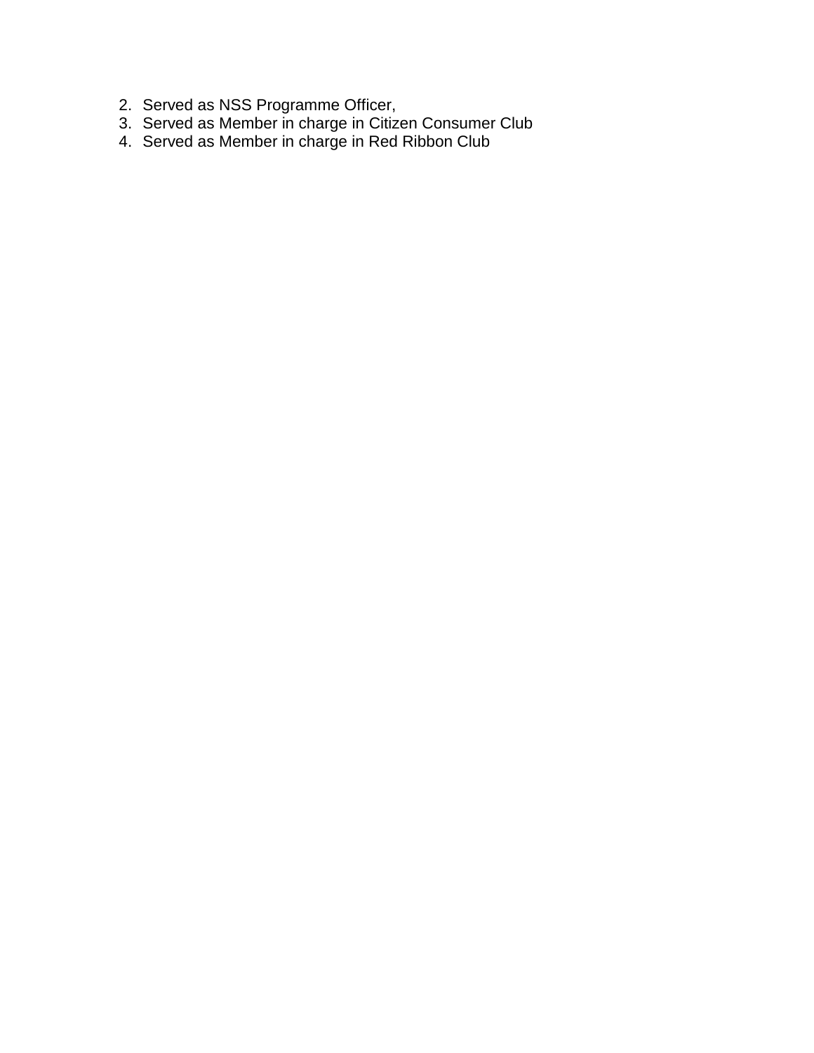2. Served as NSS Programme Officer,
3. Served as Member in charge in Citizen Consumer Club
4. Served as Member in charge in Red Ribbon Club